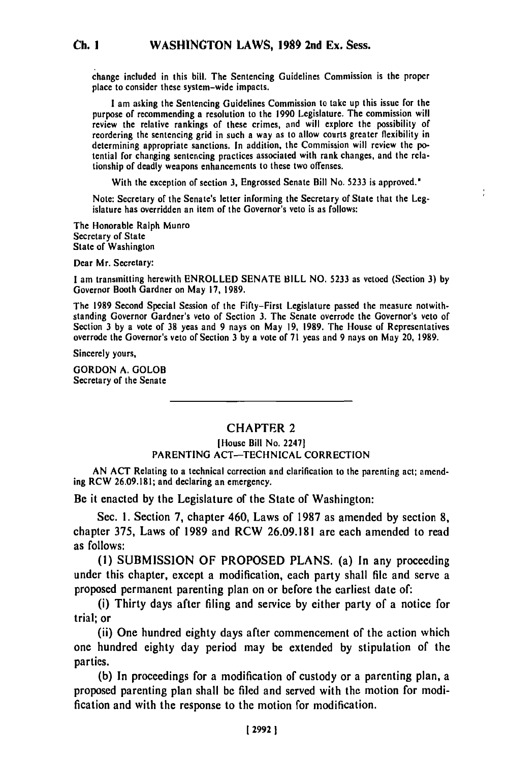change included in this bill. The Sentencing Guidelines Commission is the proper place to consider these system-wide impacts.

I am asking the Sentencing Guidelines Commission to take up this issue for the purpose of recommending a resolution to the 1990 Legislature. The commission will review the relative rankings of these crimes, and will explore the possibility of reordering the sentencing grid in such a way as to allow courts greater flexibility in determining appropriate sanctions. In addition, the Commission will review the potential for changing sentencing practices associated with rank changes, and the relationship of deadly weapons enhancements to these two offenses.

With the exception of section 3, Engrossed Senate Bill No. 5233 is approved."

Note: Secretary of the Senate's letter informing the Secretary of State that the Legislature has overridden an item of the Governor's veto is as follows:

The Honorable Ralph Munro
Secretary of State
State of Washington

Dear Mr. Secretary:

I am transmitting herewith ENROLLED SENATE BILL NO. 5233 as vetoed (Section 3) by Governor Booth Gardner on May 17, 1989.

The 1989 Second Special Session of the Fifty-First Legislature passed the measure notwithstanding Governor Gardner's veto of Section 3. The Senate overrode the Governor's veto of Section 3 by a vote of 38 yeas and 9 nays on May 19, 1989. The House of Representatives overrode the Governor's veto of Section 3 by a vote of 71 yeas and 9 nays on May 20, 1989.

Sincerely yours,

GORDON A. GOLOB
Secretary of the Senate

---

## CHAPTER 2

[House Bill No. 2247]
PARENTING ACT—TECHNICAL CORRECTION

AN ACT Relating to a technical correction and clarification to the parenting act; amending RCW 26.09.181; and declaring an emergency.

Be it enacted by the Legislature of the State of Washington:

Sec. 1. Section 7, chapter 460, Laws of 1987 as amended by section 8, chapter 375, Laws of 1989 and RCW 26.09.181 are each amended to read as follows:

(1) SUBMISSION OF PROPOSED PLANS. (a) In any proceeding under this chapter, except a modification, each party shall file and serve a proposed permanent parenting plan on or before the earliest date of:

(i) Thirty days after filing and service by either party of a notice for trial; or

(ii) One hundred eighty days after commencement of the action which one hundred eighty day period may be extended by stipulation of the parties.

(b) In proceedings for a modification of custody or a parenting plan, a proposed parenting plan shall be filed and served with the motion for modification and with the response to the motion for modification.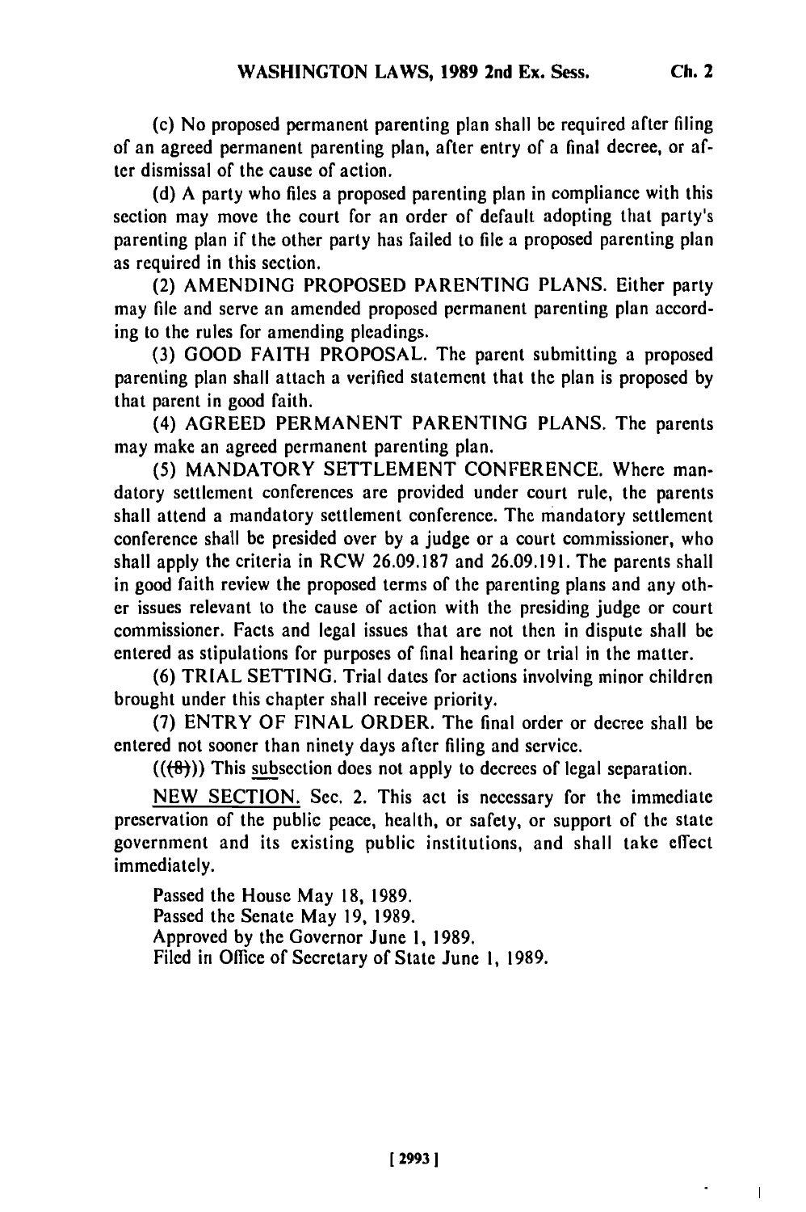(c) No proposed permanent parenting plan shall be required after filing of an agreed permanent parenting plan, after entry of a final decree, or after dismissal of the cause of action.

(d) A party who files a proposed parenting plan in compliance with this section may move the court for an order of default adopting that party's parenting plan if the other party has failed to file a proposed parenting plan as required in this section.

(2) AMENDING PROPOSED PARENTING PLANS. Either party may file and serve an amended proposed permanent parenting plan according to the rules for amending pleadings.

(3) GOOD FAITH PROPOSAL. The parent submitting a proposed parenting plan shall attach a verified statement that the plan is proposed by that parent in good faith.

(4) AGREED PERMANENT PARENTING PLANS. The parents may make an agreed permanent parenting plan.

(5) MANDATORY SETTLEMENT CONFERENCE. Where mandatory settlement conferences are provided under court rule, the parents shall attend a mandatory settlement conference. The mandatory settlement conference shall be presided over by a judge or a court commissioner, who shall apply the criteria in RCW 26.09.187 and 26.09.191. The parents shall in good faith review the proposed terms of the parenting plans and any other issues relevant to the cause of action with the presiding judge or court commissioner. Facts and legal issues that are not then in dispute shall be entered as stipulations for purposes of final hearing or trial in the matter.

(6) TRIAL SETTING. Trial dates for actions involving minor children brought under this chapter shall receive priority.

(7) ENTRY OF FINAL ORDER. The final order or decree shall be entered not sooner than ninety days after filing and service.

(((8))) This subsection does not apply to decrees of legal separation.

NEW SECTION. Sec. 2. This act is necessary for the immediate preservation of the public peace, health, or safety, or support of the state government and its existing public institutions, and shall take effect immediately.

Passed the House May 18, 1989.
Passed the Senate May 19, 1989.
Approved by the Governor June 1, 1989.
Filed in Office of Secretary of State June 1, 1989.